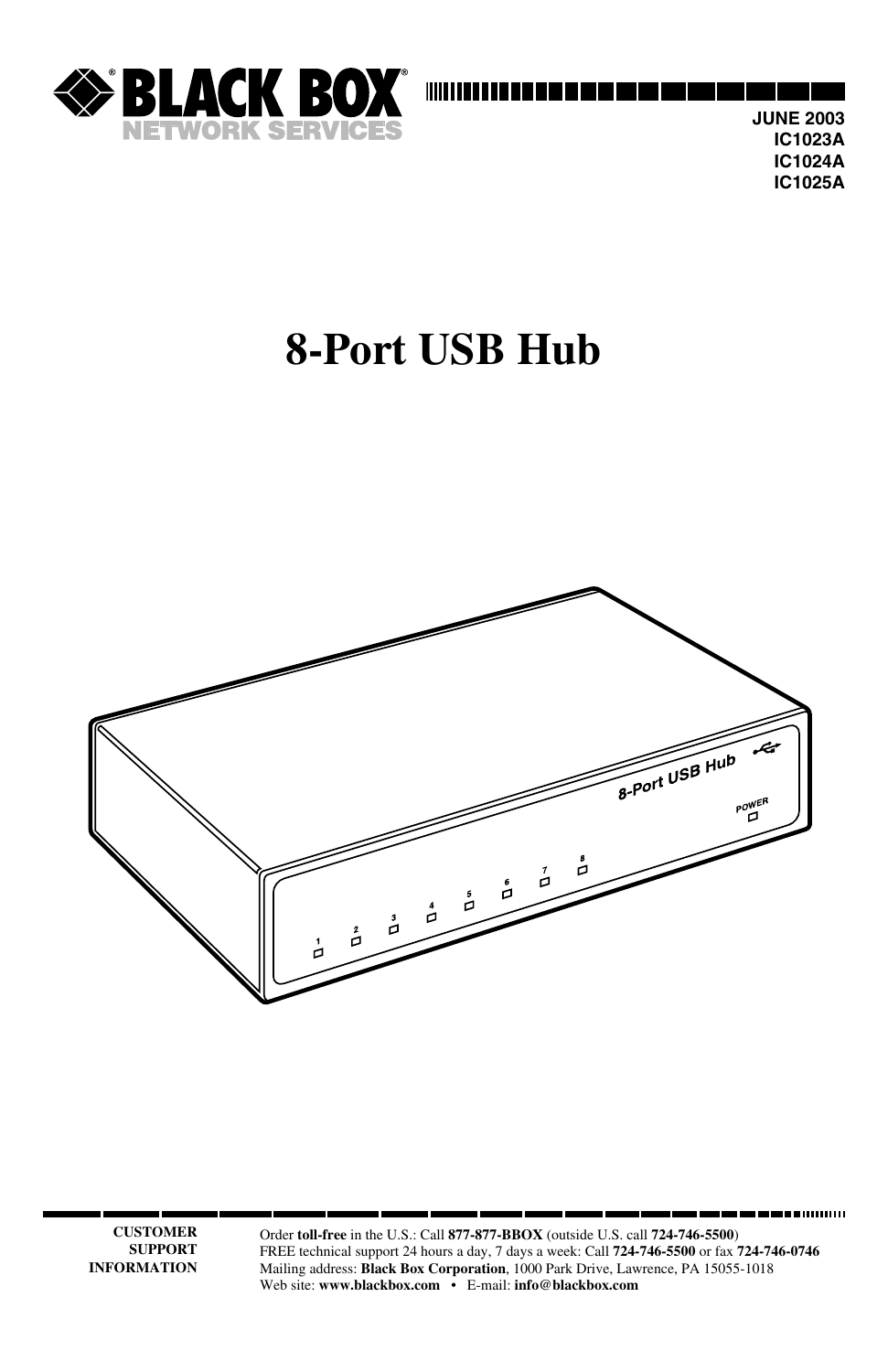**BLACK BOX**
**NETWORK SERVICES**

JUNE 2003
IC1023A
IC1024A
IC1025A

# 8-Port USB Hub

**CUSTOMER SUPPORT INFORMATION**

Order **toll-free** in the U.S.: Call **877-877-BBOX** (outside U.S. call **724-746-5500**)
FREE technical support 24 hours a day, 7 days a week: Call **724-746-5500** or fax **724-746-0746**
Mailing address: **Black Box Corporation**, 1000 Park Drive, Lawrence, PA 15055-1018
Web site: **www.blackbox.com** • E-mail: **info@blackbox.com**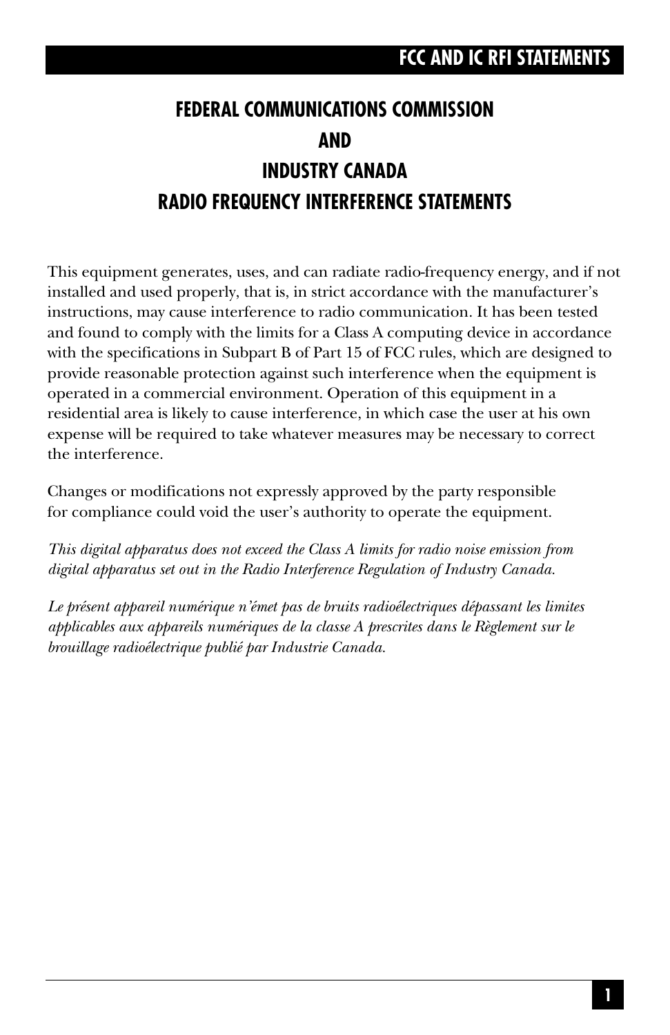# FEDERAL COMMUNICATIONS COMMISSION AND INDUSTRY CANADA RADIO FREQUENCY INTERFERENCE STATEMENTS

This equipment generates, uses, and can radiate radio-frequency energy, and if not installed and used properly, that is, in strict accordance with the manufacturer's instructions, may cause interference to radio communication. It has been tested and found to comply with the limits for a Class A computing device in accordance with the specifications in Subpart B of Part 15 of FCC rules, which are designed to provide reasonable protection against such interference when the equipment is operated in a commercial environment. Operation of this equipment in a residential area is likely to cause interference, in which case the user at his own expense will be required to take whatever measures may be necessary to correct the interference.

Changes or modifications not expressly approved by the party responsible for compliance could void the user's authority to operate the equipment.

*This digital apparatus does not exceed the Class A limits for radio noise emission from digital apparatus set out in the Radio Interference Regulation of Industry Canada.*

*Le présent appareil numérique n'émet pas de bruits radioélectriques dépassant les limites applicables aux appareils numériques de la classe A prescrites dans le Règlement sur le brouillage radioélectrique publié par Industrie Canada.*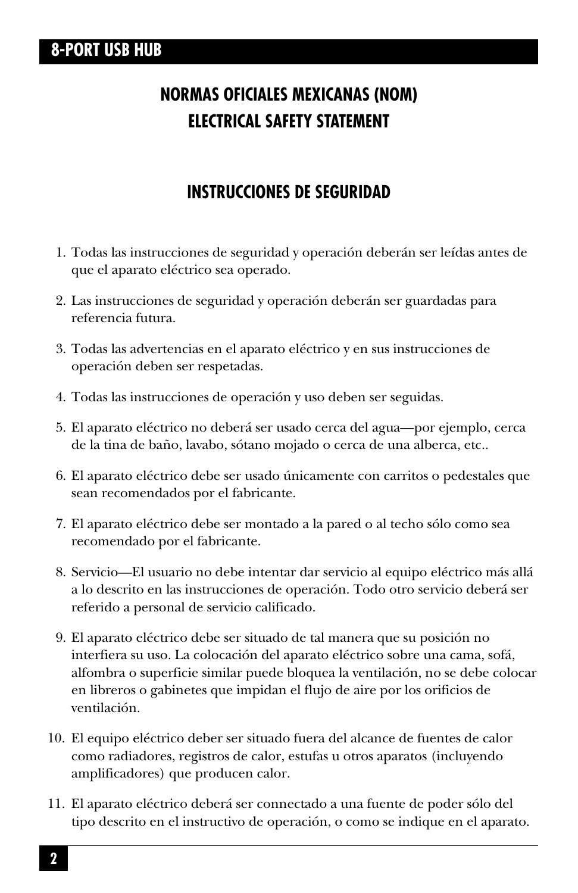# NORMAS OFICIALES MEXICANAS (NOM) ELECTRICAL SAFETY STATEMENT

## INSTRUCCIONES DE SEGURIDAD

1. Todas las instrucciones de seguridad y operación deberán ser leídas antes de que el aparato eléctrico sea operado.

2. Las instrucciones de seguridad y operación deberán ser guardadas para referencia futura.

3. Todas las advertencias en el aparato eléctrico y en sus instrucciones de operación deben ser respetadas.

4. Todas las instrucciones de operación y uso deben ser seguidas.

5. El aparato eléctrico no deberá ser usado cerca del agua—por ejemplo, cerca de la tina de baño, lavabo, sótano mojado o cerca de una alberca, etc..

6. El aparato eléctrico debe ser usado únicamente con carritos o pedestales que sean recomendados por el fabricante.

7. El aparato eléctrico debe ser montado a la pared o al techo sólo como sea recomendado por el fabricante.

8. Servicio—El usuario no debe intentar dar servicio al equipo eléctrico más allá a lo descrito en las instrucciones de operación. Todo otro servicio deberá ser referido a personal de servicio calificado.

9. El aparato eléctrico debe ser situado de tal manera que su posición no interfiera su uso. La colocación del aparato eléctrico sobre una cama, sofá, alfombra o superficie similar puede bloquea la ventilación, no se debe colocar en libreros o gabinetes que impidan el flujo de aire por los orificios de ventilación.

10. El equipo eléctrico deber ser situado fuera del alcance de fuentes de calor como radiadores, registros de calor, estufas u otros aparatos (incluyendo amplificadores) que producen calor.

11. El aparato eléctrico deberá ser connectado a una fuente de poder sólo del tipo descrito en el instructivo de operación, o como se indique en el aparato.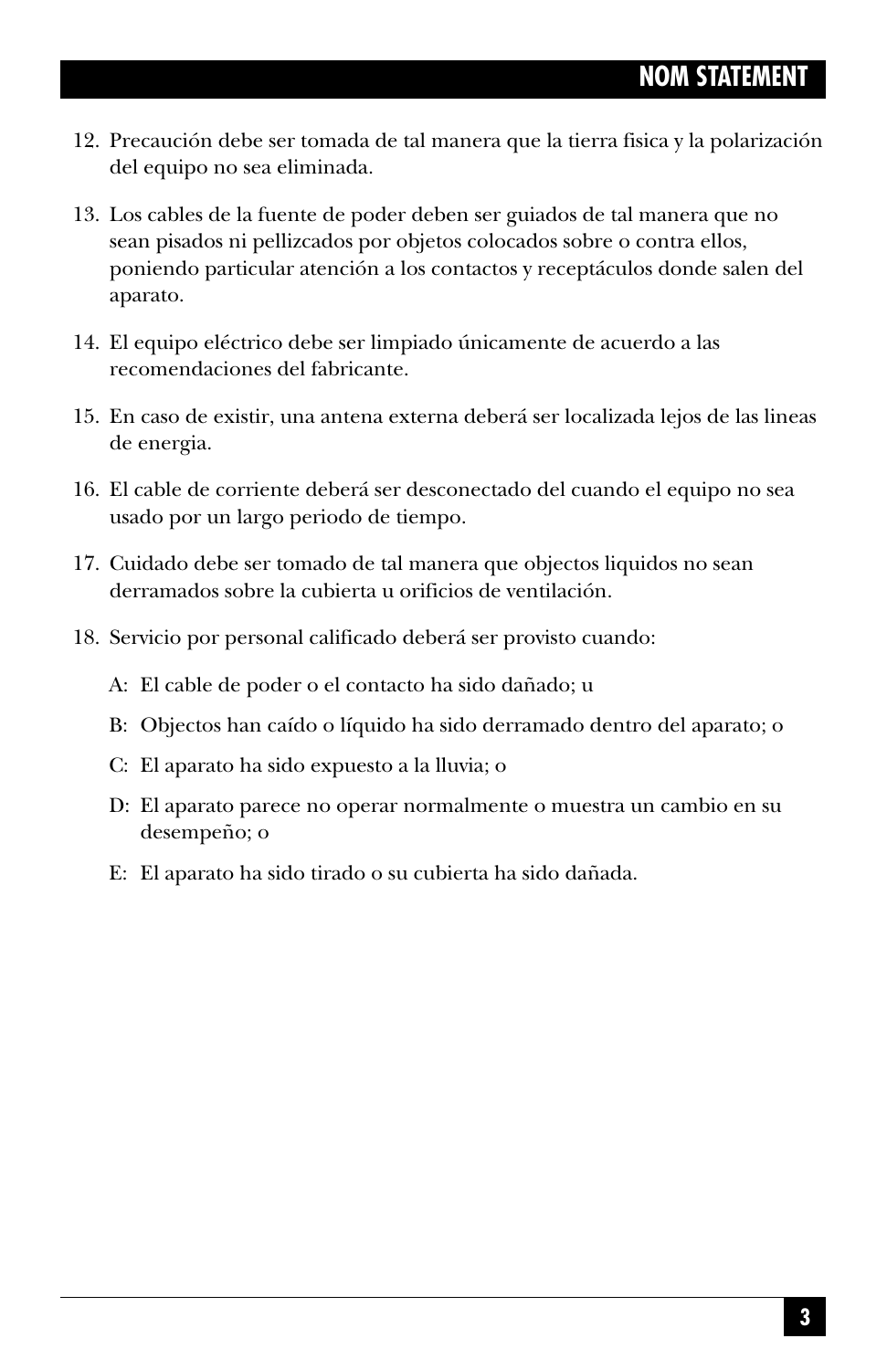12. Precaución debe ser tomada de tal manera que la tierra fisica y la polarización del equipo no sea eliminada.

13. Los cables de la fuente de poder deben ser guiados de tal manera que no sean pisados ni pellizcados por objetos colocados sobre o contra ellos, poniendo particular atención a los contactos y receptáculos donde salen del aparato.

14. El equipo eléctrico debe ser limpiado únicamente de acuerdo a las recomendaciones del fabricante.

15. En caso de existir, una antena externa deberá ser localizada lejos de las lineas de energia.

16. El cable de corriente deberá ser desconectado del cuando el equipo no sea usado por un largo periodo de tiempo.

17. Cuidado debe ser tomado de tal manera que objectos liquidos no sean derramados sobre la cubierta u orificios de ventilación.

18. Servicio por personal calificado deberá ser provisto cuando:

    A: El cable de poder o el contacto ha sido dañado; u

    B: Objectos han caído o líquido ha sido derramado dentro del aparato; o

    C: El aparato ha sido expuesto a la lluvia; o

    D: El aparato parece no operar normalmente o muestra un cambio en su desempeño; o

    E: El aparato ha sido tirado o su cubierta ha sido dañada.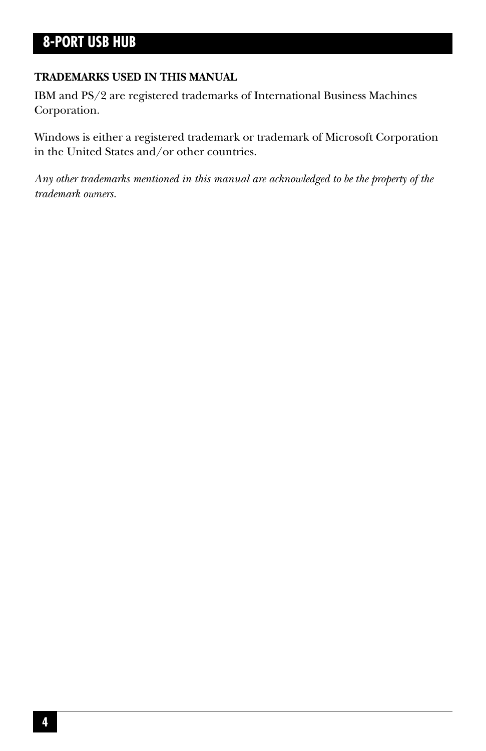**TRADEMARKS USED IN THIS MANUAL**

IBM and PS/2 are registered trademarks of International Business Machines Corporation.

Windows is either a registered trademark or trademark of Microsoft Corporation in the United States and/or other countries.

*Any other trademarks mentioned in this manual are acknowledged to be the property of the trademark owners.*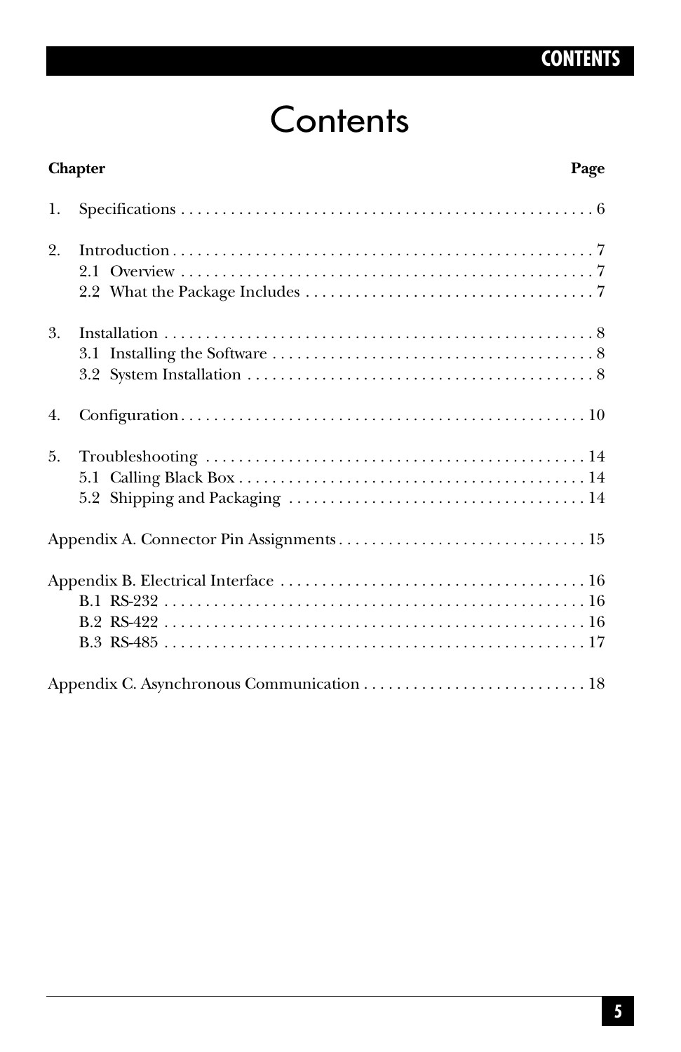# Contents

| Chapter | Page |
|---|---|
| 1. Specifications | 6 |
| 2. Introduction | 7 |
| 2.1 Overview | 7 |
| 2.2 What the Package Includes | 7 |
| 3. Installation | 8 |
| 3.1 Installing the Software | 8 |
| 3.2 System Installation | 8 |
| 4. Configuration | 10 |
| 5. Troubleshooting | 14 |
| 5.1 Calling Black Box | 14 |
| 5.2 Shipping and Packaging | 14 |
| Appendix A. Connector Pin Assignments | 15 |
| Appendix B. Electrical Interface | 16 |
| B.1 RS-232 | 16 |
| B.2 RS-422 | 16 |
| B.3 RS-485 | 17 |
| Appendix C. Asynchronous Communication | 18 |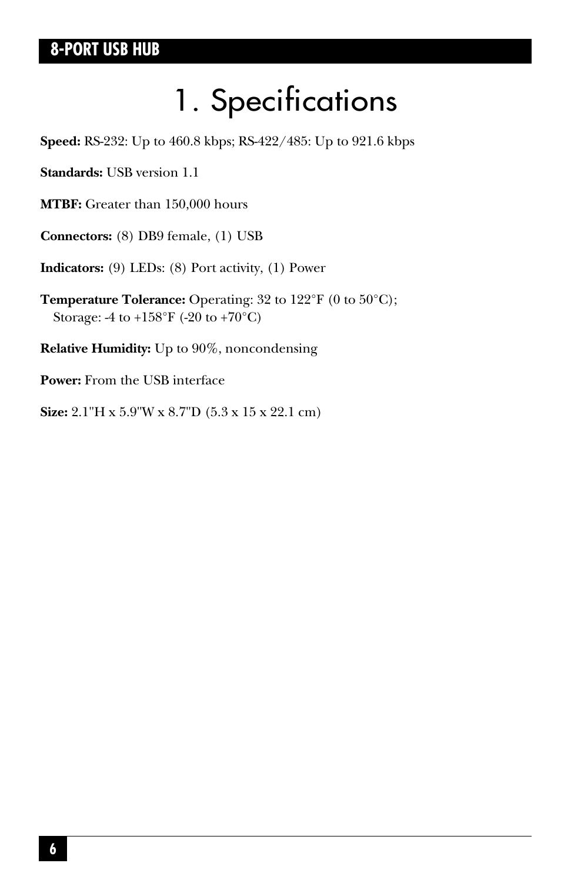# 1. Specifications

**Speed:** RS-232: Up to 460.8 kbps; RS-422/485: Up to 921.6 kbps

**Standards:** USB version 1.1

**MTBF:** Greater than 150,000 hours

**Connectors:** (8) DB9 female, (1) USB

**Indicators:** (9) LEDs: (8) Port activity, (1) Power

**Temperature Tolerance:** Operating: 32 to 122°F (0 to 50°C);
Storage: -4 to +158°F (-20 to +70°C)

**Relative Humidity:** Up to 90%, noncondensing

**Power:** From the USB interface

**Size:** 2.1"H x 5.9"W x 8.7"D (5.3 x 15 x 22.1 cm)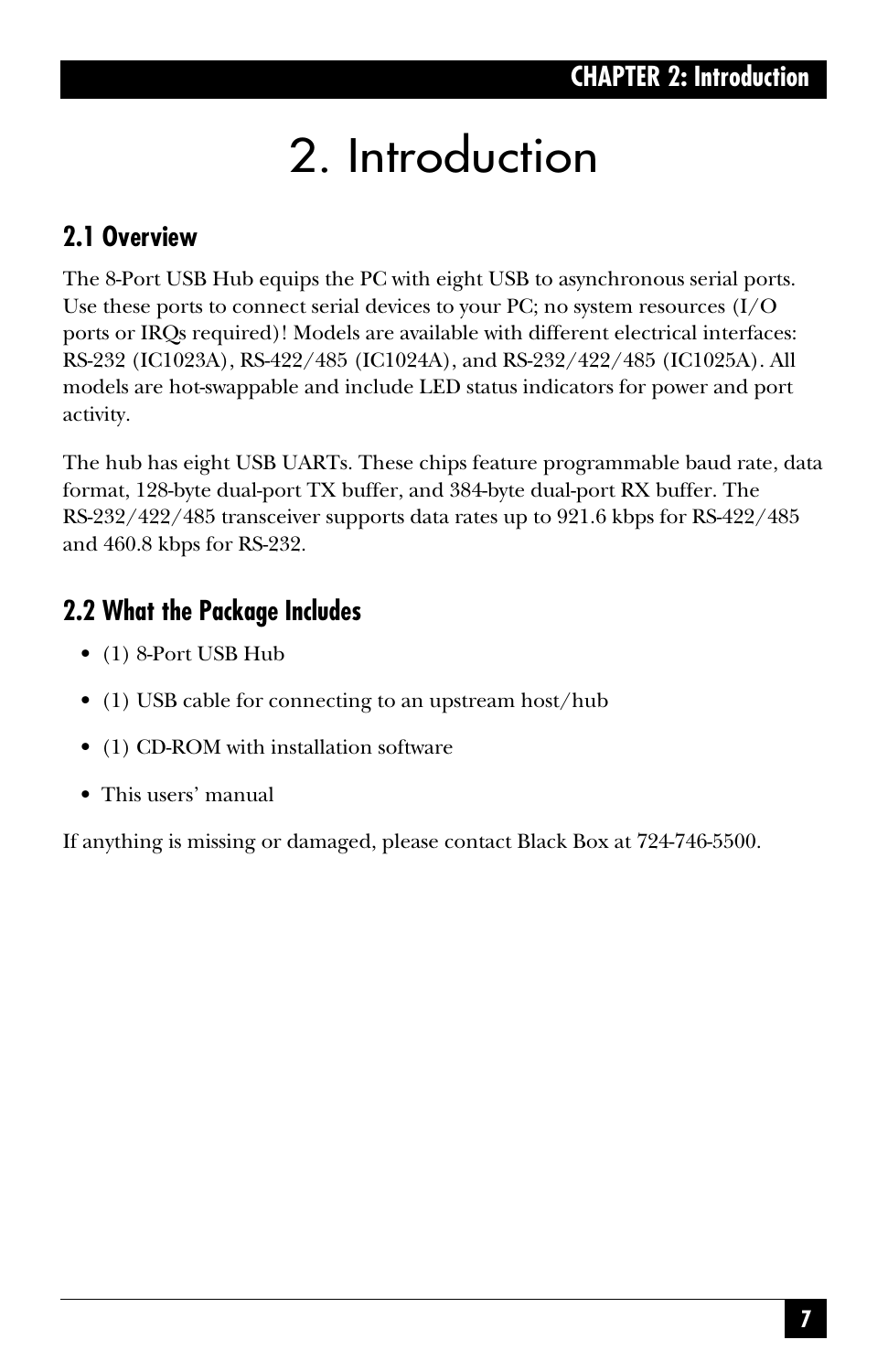# 2. Introduction

## 2.1 Overview

The 8-Port USB Hub equips the PC with eight USB to asynchronous serial ports. Use these ports to connect serial devices to your PC; no system resources (I/O ports or IRQs required)! Models are available with different electrical interfaces: RS-232 (IC1023A), RS-422/485 (IC1024A), and RS-232/422/485 (IC1025A). All models are hot-swappable and include LED status indicators for power and port activity.

The hub has eight USB UARTs. These chips feature programmable baud rate, data format, 128-byte dual-port TX buffer, and 384-byte dual-port RX buffer. The RS-232/422/485 transceiver supports data rates up to 921.6 kbps for RS-422/485 and 460.8 kbps for RS-232.

## 2.2 What the Package Includes

- (1) 8-Port USB Hub
- (1) USB cable for connecting to an upstream host/hub
- (1) CD-ROM with installation software
- This users' manual

If anything is missing or damaged, please contact Black Box at 724-746-5500.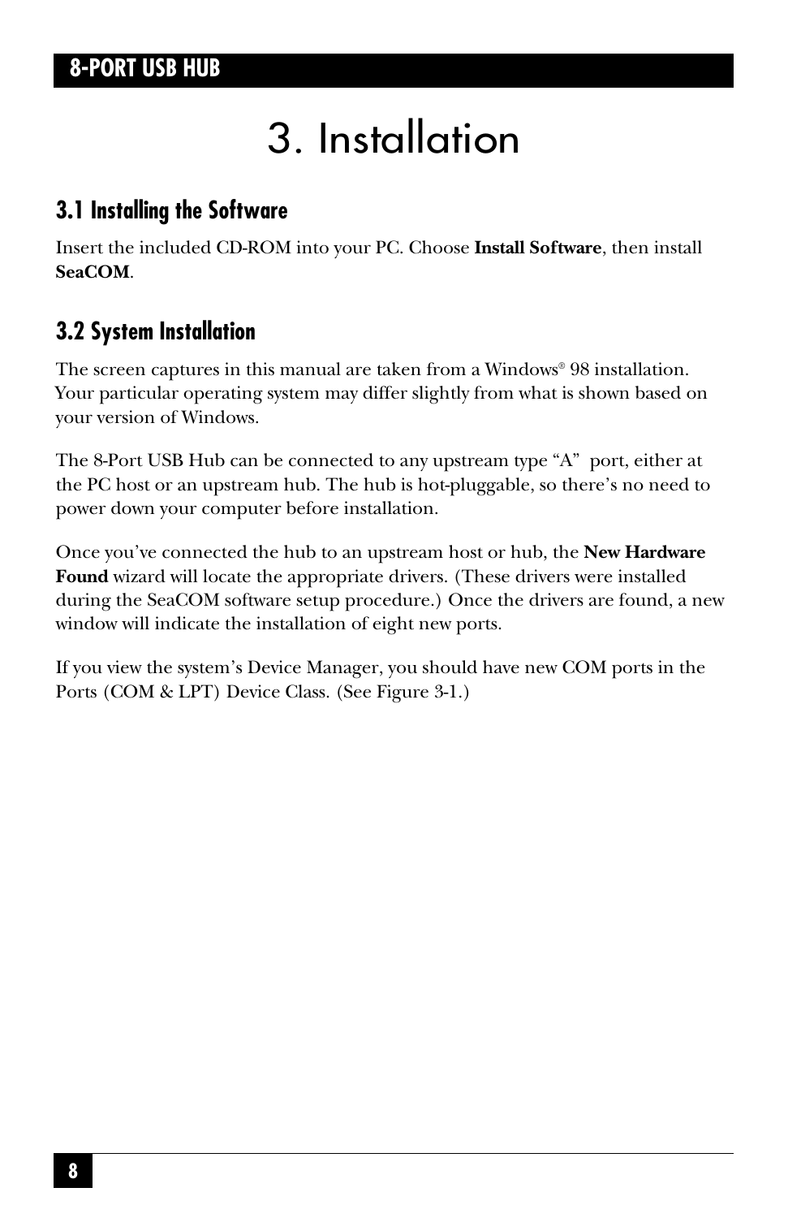# 3. Installation

## 3.1 Installing the Software

Insert the included CD-ROM into your PC. Choose **Install Software**, then install **SeaCOM**.

## 3.2 System Installation

The screen captures in this manual are taken from a Windows® 98 installation. Your particular operating system may differ slightly from what is shown based on your version of Windows.

The 8-Port USB Hub can be connected to any upstream type "A" port, either at the PC host or an upstream hub. The hub is hot-pluggable, so there's no need to power down your computer before installation.

Once you've connected the hub to an upstream host or hub, the **New Hardware Found** wizard will locate the appropriate drivers. (These drivers were installed during the SeaCOM software setup procedure.) Once the drivers are found, a new window will indicate the installation of eight new ports.

If you view the system's Device Manager, you should have new COM ports in the Ports (COM & LPT) Device Class. (See Figure 3-1.)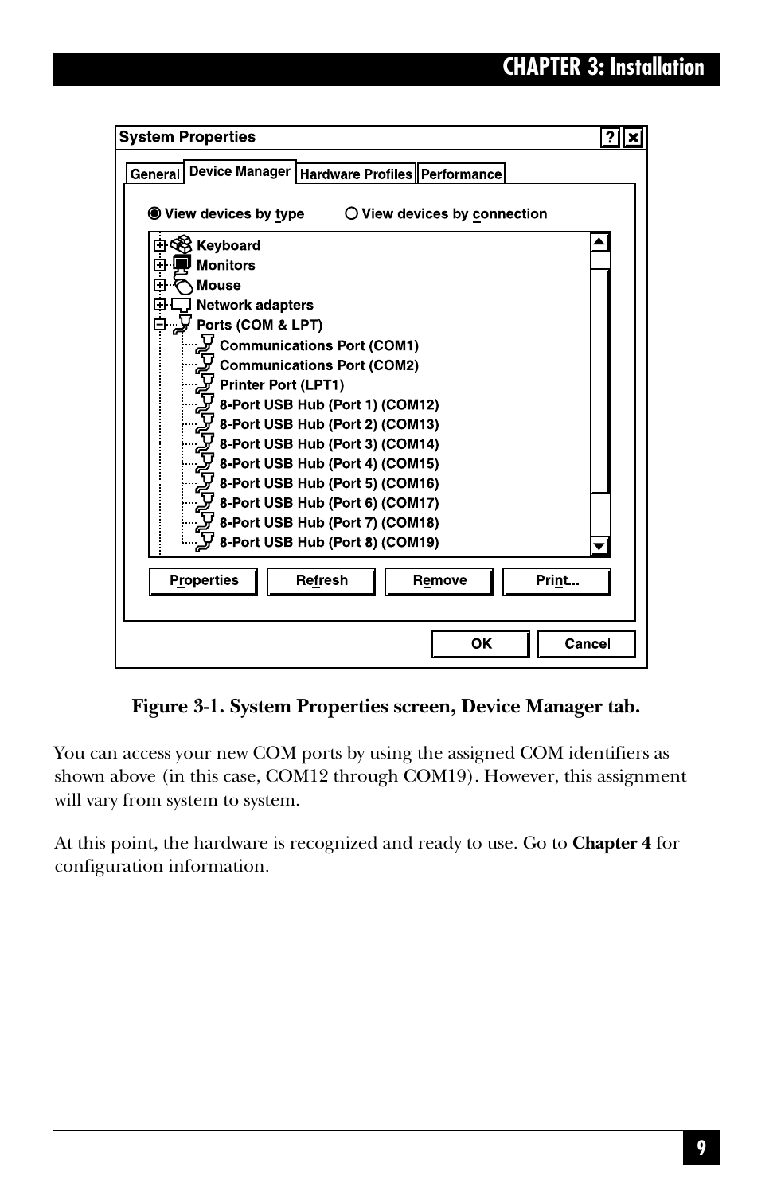**Figure 3-1. System Properties screen, Device Manager tab.**

You can access your new COM ports by using the assigned COM identifiers as shown above (in this case, COM12 through COM19). However, this assignment will vary from system to system.

At this point, the hardware is recognized and ready to use. Go to **Chapter 4** for configuration information.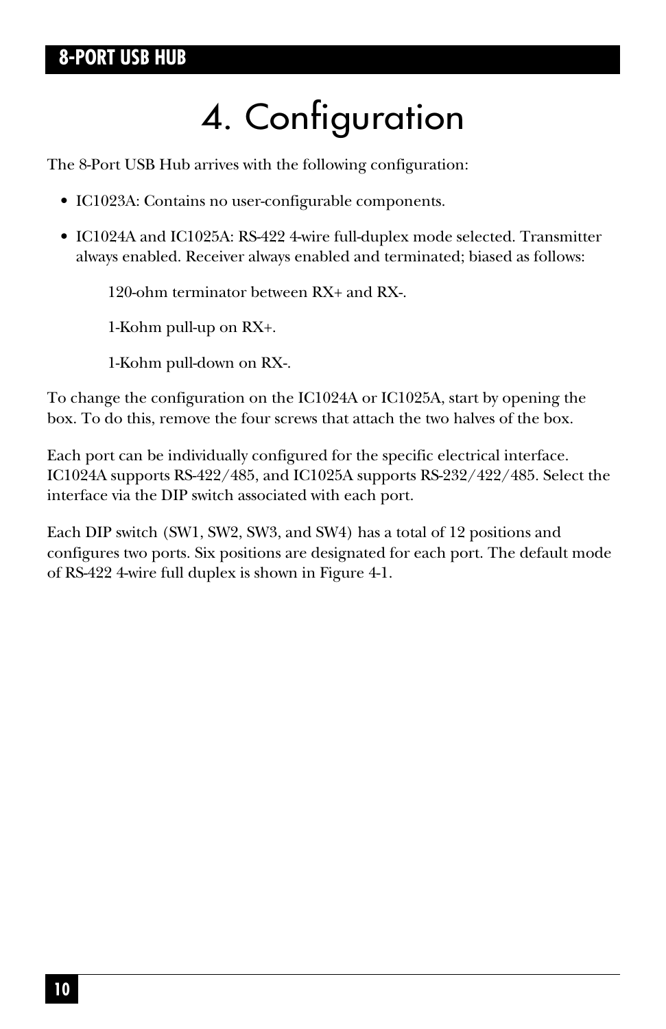# 4. Configuration

The 8-Port USB Hub arrives with the following configuration:

- IC1023A: Contains no user-configurable components.
- IC1024A and IC1025A: RS-422 4-wire full-duplex mode selected. Transmitter always enabled. Receiver always enabled and terminated; biased as follows:

    120-ohm terminator between RX+ and RX-.

    1-Kohm pull-up on RX+.

    1-Kohm pull-down on RX-.

To change the configuration on the IC1024A or IC1025A, start by opening the box. To do this, remove the four screws that attach the two halves of the box.

Each port can be individually configured for the specific electrical interface. IC1024A supports RS-422/485, and IC1025A supports RS-232/422/485. Select the interface via the DIP switch associated with each port.

Each DIP switch (SW1, SW2, SW3, and SW4) has a total of 12 positions and configures two ports. Six positions are designated for each port. The default mode of RS-422 4-wire full duplex is shown in Figure 4-1.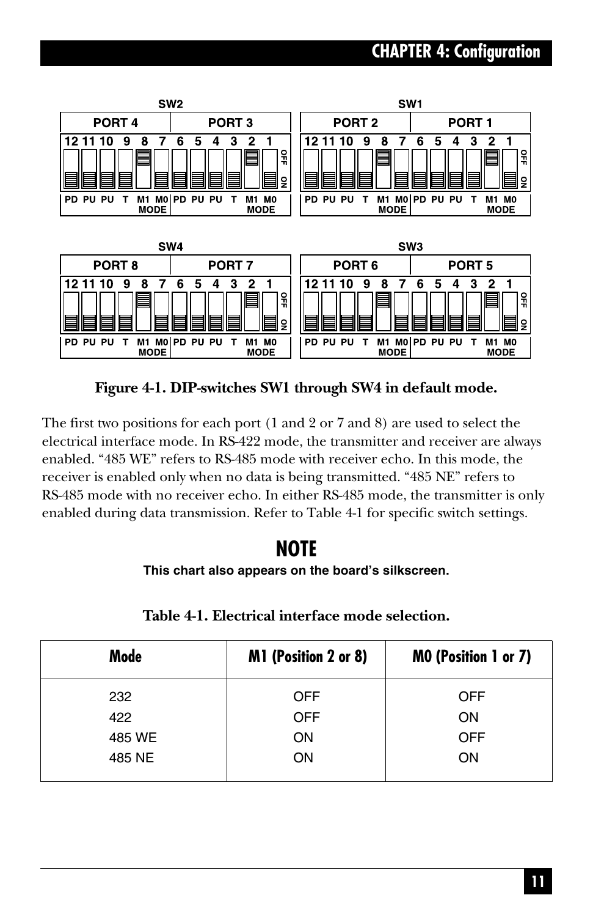SW2

| PORT 4 | | | | | | PORT 3 | | | | | |
|---|---|---|---|---|---|---|---|---|---|---|---|
| 12 | 11 | 10 | 9 | 8 | 7 | 6 | 5 | 4 | 3 | 2 | 1 |
| PD | PU | PU | T | M1 | M0 | PD | PU | PU | T | M1 | M0 |
| | | | | MODE | | | | | | MODE | |

SW1

| PORT 2 | | | | | | PORT 1 | | | | | |
|---|---|---|---|---|---|---|---|---|---|---|---|
| 12 | 11 | 10 | 9 | 8 | 7 | 6 | 5 | 4 | 3 | 2 | 1 |
| PD | PU | PU | T | M1 | M0 | PD | PU | PU | T | M1 | M0 |
| | | | | MODE | | | | | | MODE | |

SW4

| PORT 8 | | | | | | PORT 7 | | | | | |
|---|---|---|---|---|---|---|---|---|---|---|---|
| 12 | 11 | 10 | 9 | 8 | 7 | 6 | 5 | 4 | 3 | 2 | 1 |
| PD | PU | PU | T | M1 | M0 | PD | PU | PU | T | M1 | M0 |
| | | | | MODE | | | | | | MODE | |

SW3

| PORT 6 | | | | | | PORT 5 | | | | | |
|---|---|---|---|---|---|---|---|---|---|---|---|
| 12 | 11 | 10 | 9 | 8 | 7 | 6 | 5 | 4 | 3 | 2 | 1 |
| PD | PU | PU | T | M1 | M0 | PD | PU | PU | T | M1 | M0 |
| | | | | MODE | | | | | | MODE | |

**Figure 4-1. DIP-switches SW1 through SW4 in default mode.**

The first two positions for each port (1 and 2 or 7 and 8) are used to select the electrical interface mode. In RS-422 mode, the transmitter and receiver are always enabled. "485 WE" refers to RS-485 mode with receiver echo. In this mode, the receiver is enabled only when no data is being transmitted. "485 NE" refers to RS-485 mode with no receiver echo. In either RS-485 mode, the transmitter is only enabled during data transmission. Refer to Table 4-1 for specific switch settings.

# NOTE

**This chart also appears on the board's silkscreen.**

**Table 4-1. Electrical interface mode selection.**

| Mode | M1 (Position 2 or 8) | M0 (Position 1 or 7) |
|---|---|---|
| 232 | OFF | OFF |
| 422 | OFF | ON |
| 485 WE | ON | OFF |
| 485 NE | ON | ON |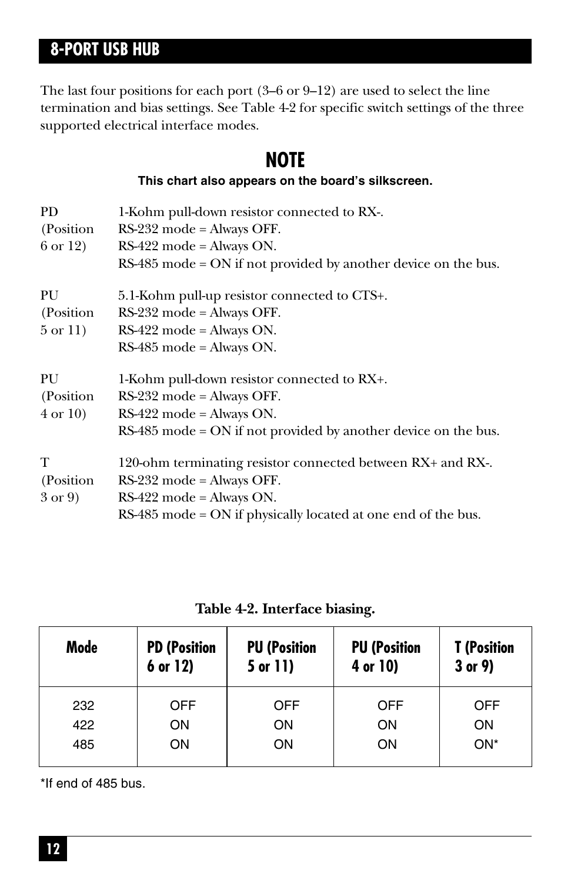The last four positions for each port (3–6 or 9–12) are used to select the line termination and bias settings. See Table 4-2 for specific switch settings of the three supported electrical interface modes.

## NOTE

**This chart also appears on the board's silkscreen.**

PD (Position 6 or 12)
1-Kohm pull-down resistor connected to RX-.
RS-232 mode = Always OFF.
RS-422 mode = Always ON.
RS-485 mode = ON if not provided by another device on the bus.

PU (Position 5 or 11)
5.1-Kohm pull-up resistor connected to CTS+.
RS-232 mode = Always OFF.
RS-422 mode = Always ON.
RS-485 mode = Always ON.

PU (Position 4 or 10)
1-Kohm pull-down resistor connected to RX+.
RS-232 mode = Always OFF.
RS-422 mode = Always ON.
RS-485 mode = ON if not provided by another device on the bus.

T (Position 3 or 9)
120-ohm terminating resistor connected between RX+ and RX-.
RS-232 mode = Always OFF.
RS-422 mode = Always ON.
RS-485 mode = ON if physically located at one end of the bus.

**Table 4-2. Interface biasing.**

| Mode | PD (Position 6 or 12) | PU (Position 5 or 11) | PU (Position 4 or 10) | T (Position 3 or 9) |
|---|---|---|---|---|
| 232 | OFF | OFF | OFF | OFF |
| 422 | ON | ON | ON | ON |
| 485 | ON | ON | ON | ON* |

*If end of 485 bus.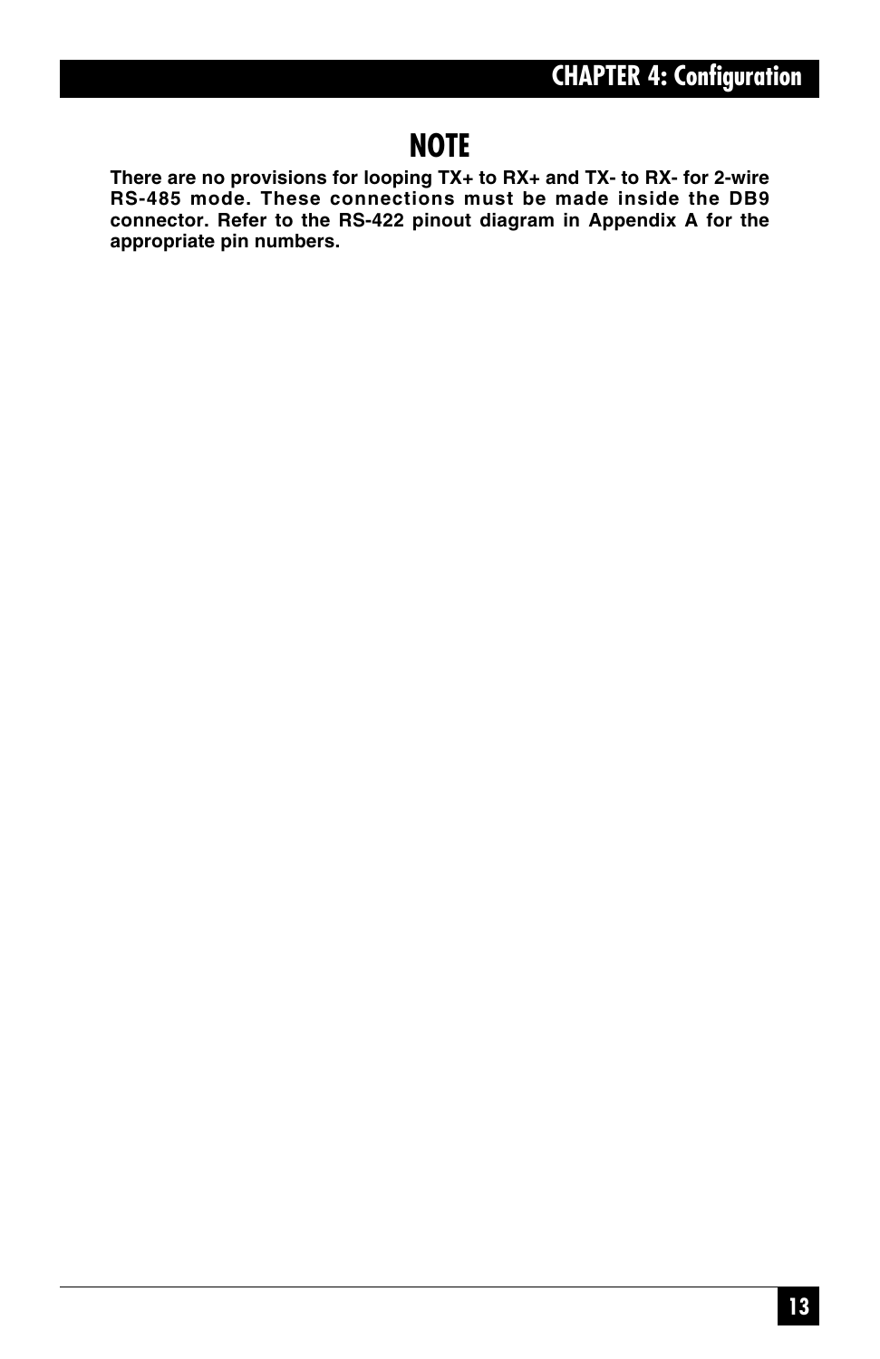## NOTE

**There are no provisions for looping TX+ to RX+ and TX- to RX- for 2-wire RS-485 mode. These connections must be made inside the DB9 connector. Refer to the RS-422 pinout diagram in Appendix A for the appropriate pin numbers.**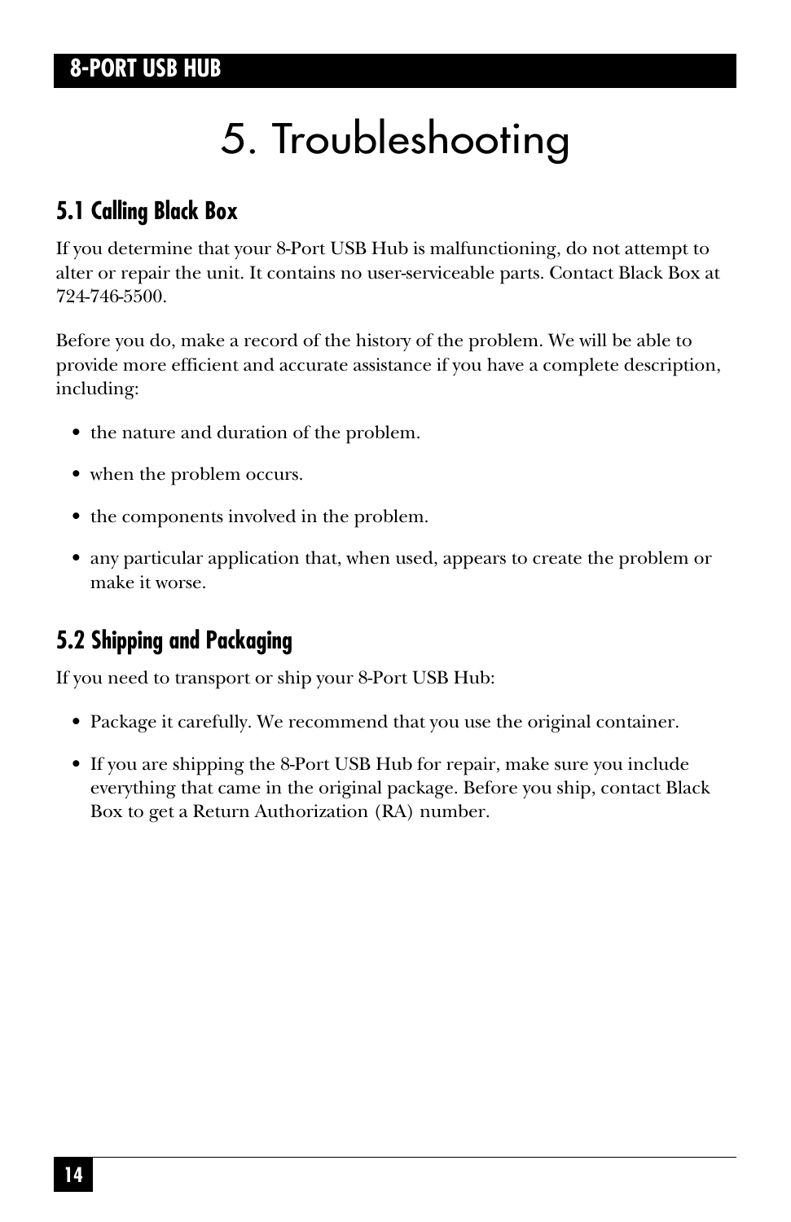# 5. Troubleshooting

## 5.1 Calling Black Box

If you determine that your 8-Port USB Hub is malfunctioning, do not attempt to alter or repair the unit. It contains no user-serviceable parts. Contact Black Box at 724-746-5500.

Before you do, make a record of the history of the problem. We will be able to provide more efficient and accurate assistance if you have a complete description, including:

- the nature and duration of the problem.
- when the problem occurs.
- the components involved in the problem.
- any particular application that, when used, appears to create the problem or make it worse.

## 5.2 Shipping and Packaging

If you need to transport or ship your 8-Port USB Hub:

- Package it carefully. We recommend that you use the original container.
- If you are shipping the 8-Port USB Hub for repair, make sure you include everything that came in the original package. Before you ship, contact Black Box to get a Return Authorization (RA) number.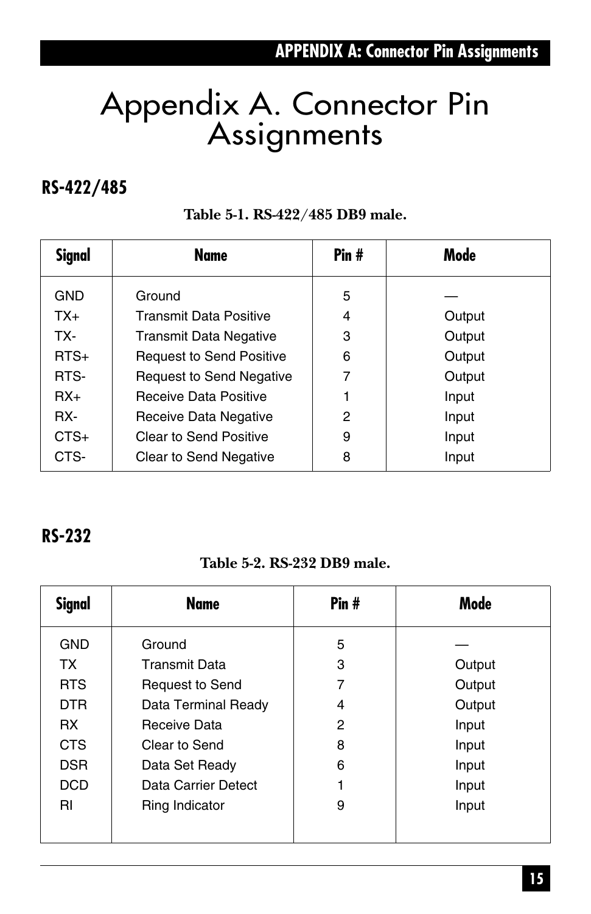# Appendix A. Connector Pin Assignments

## RS-422/485

**Table 5-1. RS-422/485 DB9 male.**

| Signal | Name | Pin # | Mode |
| --- | --- | --- | --- |
| GND | Ground | 5 | — |
| TX+ | Transmit Data Positive | 4 | Output |
| TX- | Transmit Data Negative | 3 | Output |
| RTS+ | Request to Send Positive | 6 | Output |
| RTS- | Request to Send Negative | 7 | Output |
| RX+ | Receive Data Positive | 1 | Input |
| RX- | Receive Data Negative | 2 | Input |
| CTS+ | Clear to Send Positive | 9 | Input |
| CTS- | Clear to Send Negative | 8 | Input |

## RS-232

**Table 5-2. RS-232 DB9 male.**

| Signal | Name | Pin # | Mode |
| --- | --- | --- | --- |
| GND | Ground | 5 | — |
| TX | Transmit Data | 3 | Output |
| RTS | Request to Send | 7 | Output |
| DTR | Data Terminal Ready | 4 | Output |
| RX | Receive Data | 2 | Input |
| CTS | Clear to Send | 8 | Input |
| DSR | Data Set Ready | 6 | Input |
| DCD | Data Carrier Detect | 1 | Input |
| RI | Ring Indicator | 9 | Input |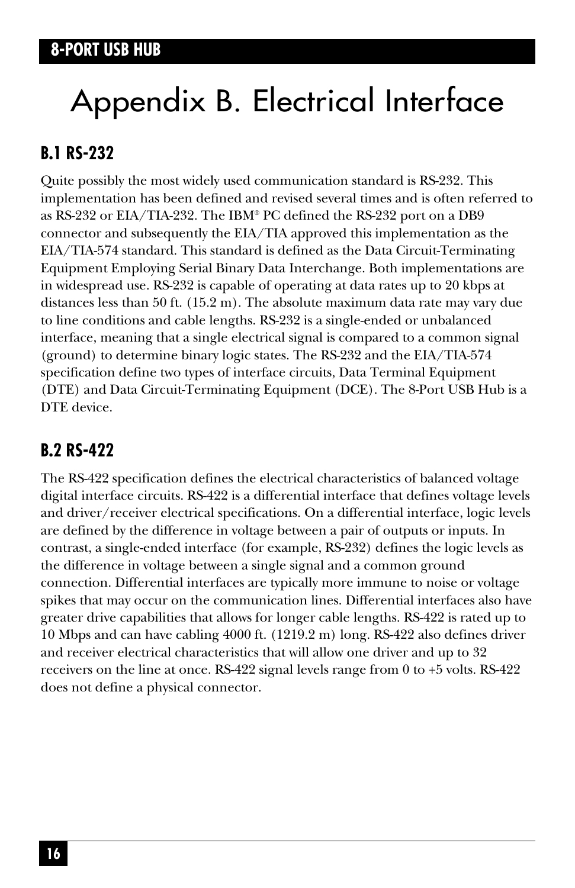# Appendix B. Electrical Interface

## B.1 RS-232

Quite possibly the most widely used communication standard is RS-232. This implementation has been defined and revised several times and is often referred to as RS-232 or EIA/TIA-232. The IBM® PC defined the RS-232 port on a DB9 connector and subsequently the EIA/TIA approved this implementation as the EIA/TIA-574 standard. This standard is defined as the Data Circuit-Terminating Equipment Employing Serial Binary Data Interchange. Both implementations are in widespread use. RS-232 is capable of operating at data rates up to 20 kbps at distances less than 50 ft. (15.2 m). The absolute maximum data rate may vary due to line conditions and cable lengths. RS-232 is a single-ended or unbalanced interface, meaning that a single electrical signal is compared to a common signal (ground) to determine binary logic states. The RS-232 and the EIA/TIA-574 specification define two types of interface circuits, Data Terminal Equipment (DTE) and Data Circuit-Terminating Equipment (DCE). The 8-Port USB Hub is a DTE device.

## B.2 RS-422

The RS-422 specification defines the electrical characteristics of balanced voltage digital interface circuits. RS-422 is a differential interface that defines voltage levels and driver/receiver electrical specifications. On a differential interface, logic levels are defined by the difference in voltage between a pair of outputs or inputs. In contrast, a single-ended interface (for example, RS-232) defines the logic levels as the difference in voltage between a single signal and a common ground connection. Differential interfaces are typically more immune to noise or voltage spikes that may occur on the communication lines. Differential interfaces also have greater drive capabilities that allows for longer cable lengths. RS-422 is rated up to 10 Mbps and can have cabling 4000 ft. (1219.2 m) long. RS-422 also defines driver and receiver electrical characteristics that will allow one driver and up to 32 receivers on the line at once. RS-422 signal levels range from 0 to +5 volts. RS-422 does not define a physical connector.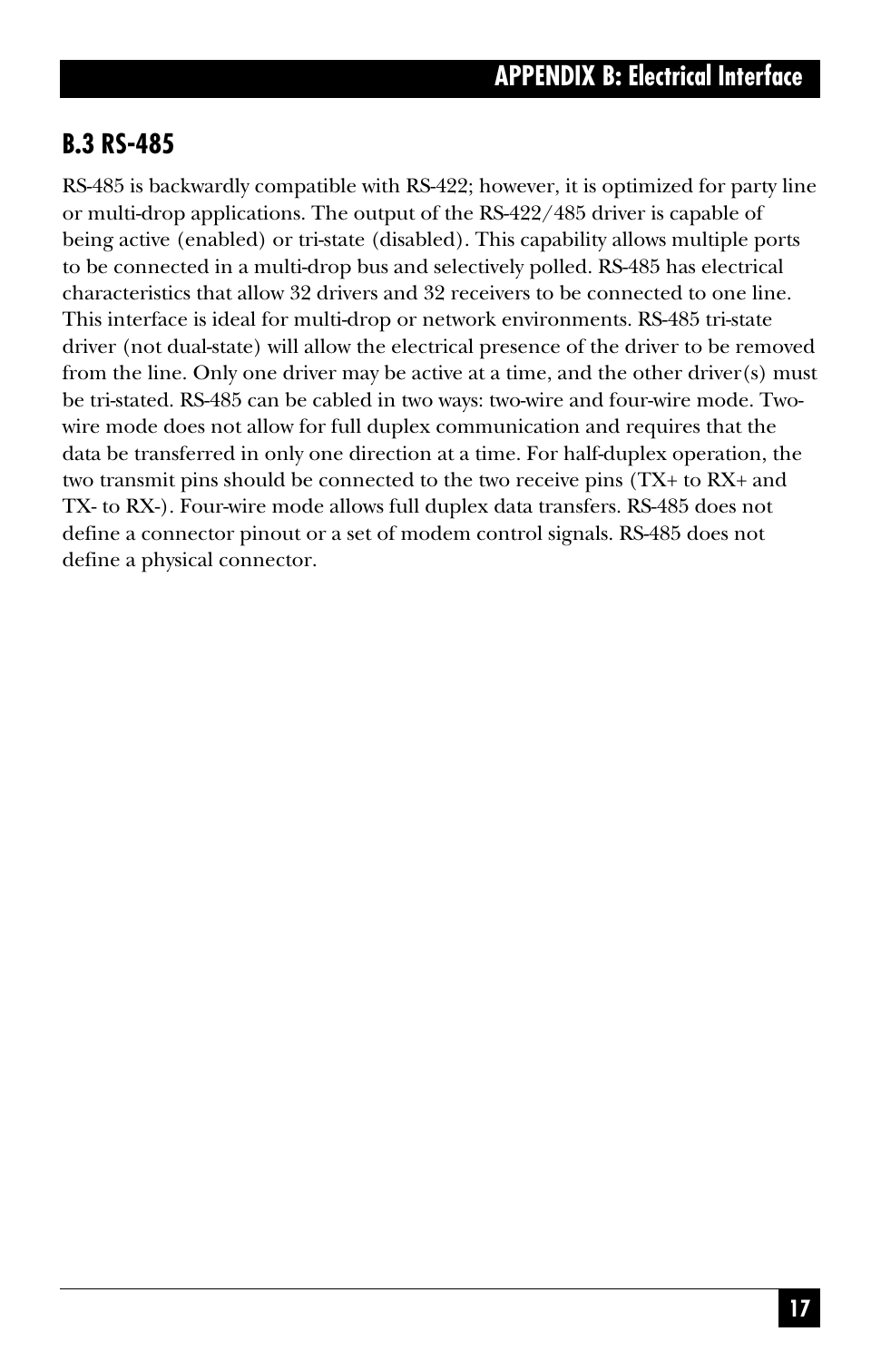## B.3 RS-485

RS-485 is backwardly compatible with RS-422; however, it is optimized for party line or multi-drop applications. The output of the RS-422/485 driver is capable of being active (enabled) or tri-state (disabled). This capability allows multiple ports to be connected in a multi-drop bus and selectively polled. RS-485 has electrical characteristics that allow 32 drivers and 32 receivers to be connected to one line. This interface is ideal for multi-drop or network environments. RS-485 tri-state driver (not dual-state) will allow the electrical presence of the driver to be removed from the line. Only one driver may be active at a time, and the other driver(s) must be tri-stated. RS-485 can be cabled in two ways: two-wire and four-wire mode. Two-wire mode does not allow for full duplex communication and requires that the data be transferred in only one direction at a time. For half-duplex operation, the two transmit pins should be connected to the two receive pins (TX+ to RX+ and TX- to RX-). Four-wire mode allows full duplex data transfers. RS-485 does not define a connector pinout or a set of modem control signals. RS-485 does not define a physical connector.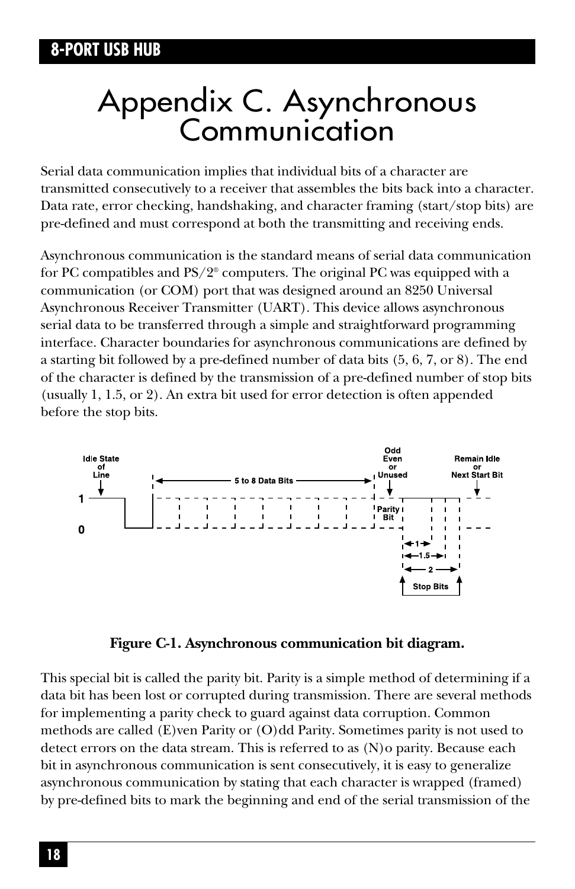# Appendix C. Asynchronous Communication

Serial data communication implies that individual bits of a character are transmitted consecutively to a receiver that assembles the bits back into a character. Data rate, error checking, handshaking, and character framing (start/stop bits) are pre-defined and must correspond at both the transmitting and receiving ends.

Asynchronous communication is the standard means of serial data communication for PC compatibles and PS/2® computers. The original PC was equipped with a communication (or COM) port that was designed around an 8250 Universal Asynchronous Receiver Transmitter (UART). This device allows asynchronous serial data to be transferred through a simple and straightforward programming interface. Character boundaries for asynchronous communications are defined by a starting bit followed by a pre-defined number of data bits (5, 6, 7, or 8). The end of the character is defined by the transmission of a pre-defined number of stop bits (usually 1, 1.5, or 2). An extra bit used for error detection is often appended before the stop bits.

**Figure C-1. Asynchronous communication bit diagram.**

This special bit is called the parity bit. Parity is a simple method of determining if a data bit has been lost or corrupted during transmission. There are several methods for implementing a parity check to guard against data corruption. Common methods are called (E)ven Parity or (O)dd Parity. Sometimes parity is not used to detect errors on the data stream. This is referred to as (N)o parity. Because each bit in asynchronous communication is sent consecutively, it is easy to generalize asynchronous communication by stating that each character is wrapped (framed) by pre-defined bits to mark the beginning and end of the serial transmission of the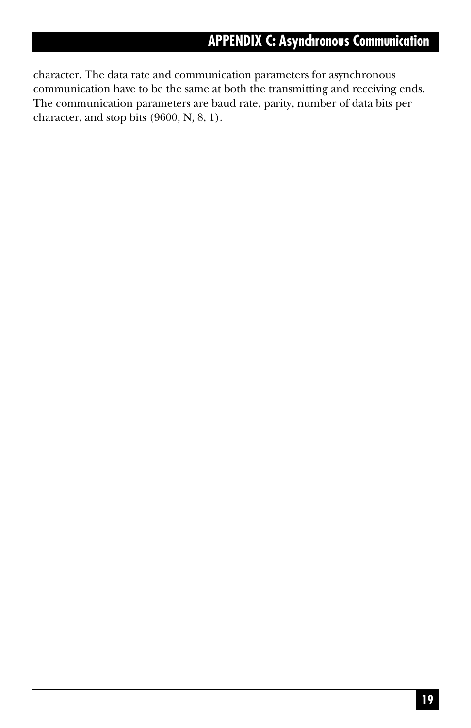character. The data rate and communication parameters for asynchronous communication have to be the same at both the transmitting and receiving ends. The communication parameters are baud rate, parity, number of data bits per character, and stop bits (9600, N, 8, 1).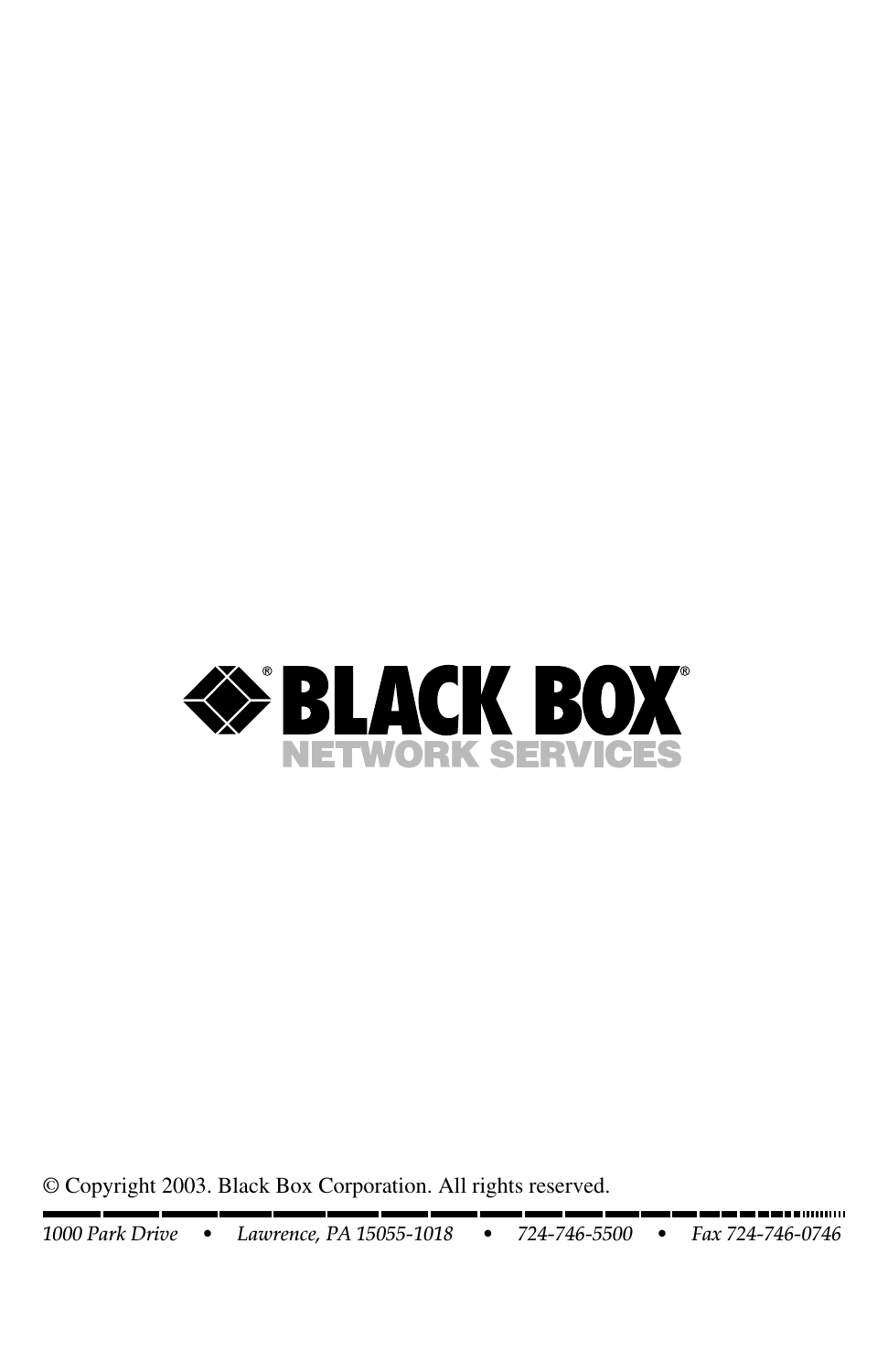**BLACK BOX®**

**NETWORK SERVICES**

© Copyright 2003. Black Box Corporation. All rights reserved.

*1000 Park Drive • Lawrence, PA 15055-1018 • 724-746-5500 • Fax 724-746-0746*